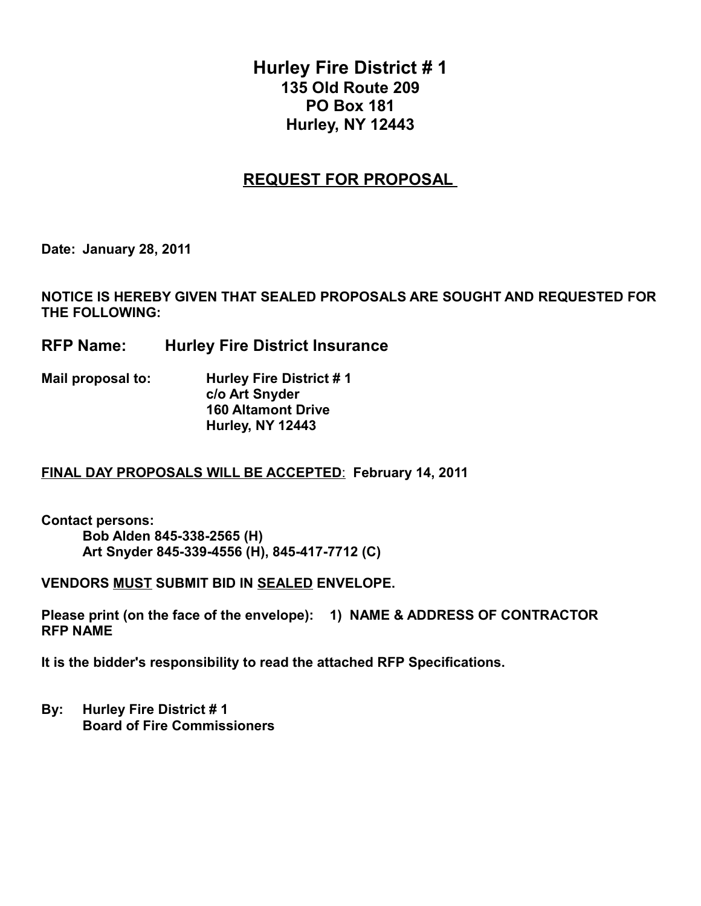# Hurley Fire District # 1
**135 Old Route 209**
**PO Box 181**
**Hurley, NY 12443**

## REQUEST FOR PROPOSAL

**Date: January 28, 2011**

**NOTICE IS HEREBY GIVEN THAT SEALED PROPOSALS ARE SOUGHT AND REQUESTED FOR THE FOLLOWING:**

**RFP Name: Hurley Fire District Insurance**

**Mail proposal to:** **Hurley Fire District # 1**
**c/o Art Snyder**
**160 Altamont Drive**
**Hurley, NY 12443**

**FINAL DAY PROPOSALS WILL BE ACCEPTED: February 14, 2011**

**Contact persons:**
**Bob Alden 845-338-2565 (H)**
**Art Snyder 845-339-4556 (H), 845-417-7712 (C)**

**VENDORS MUST SUBMIT BID IN SEALED ENVELOPE.**

**Please print (on the face of the envelope): 1) NAME & ADDRESS OF CONTRACTOR RFP NAME**

**It is the bidder's responsibility to read the attached RFP Specifications.**

**By: Hurley Fire District # 1**
**Board of Fire Commissioners**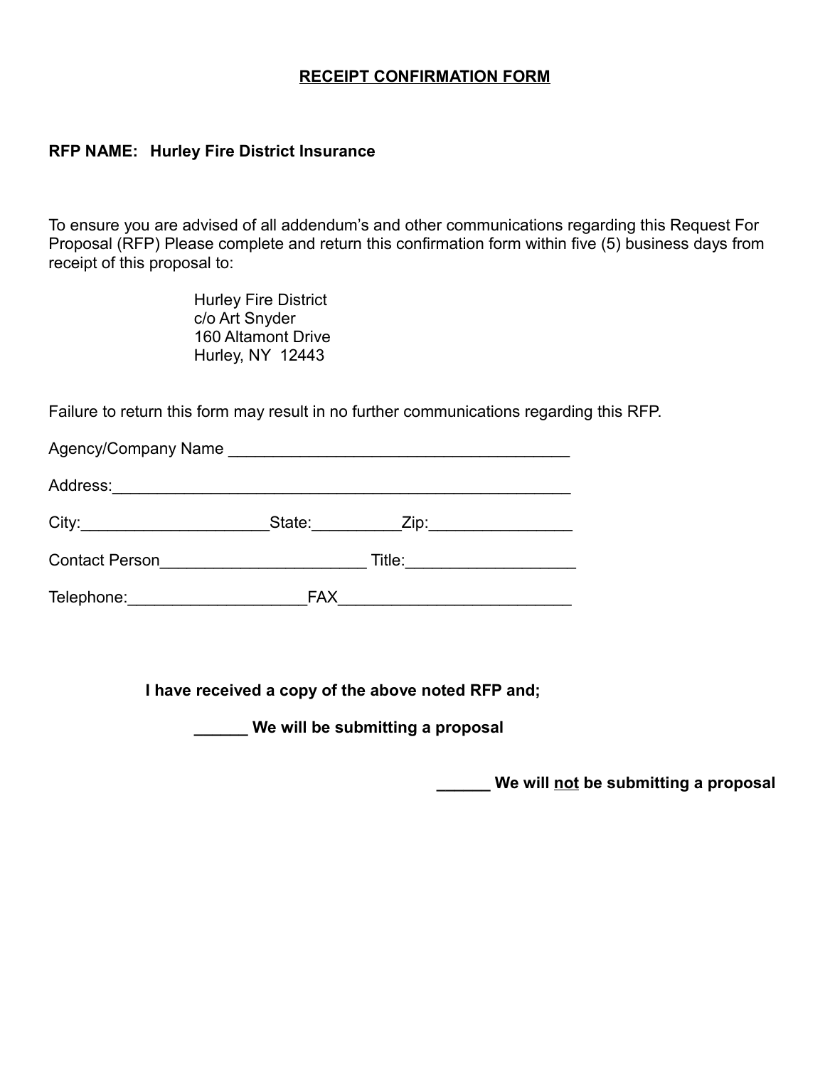# RECEIPT CONFIRMATION FORM

**RFP NAME: Hurley Fire District Insurance**

To ensure you are advised of all addendum's and other communications regarding this Request For Proposal (RFP) Please complete and return this confirmation form within five (5) business days from receipt of this proposal to:

Hurley Fire District
c/o Art Snyder
160 Altamont Drive
Hurley, NY 12443

Failure to return this form may result in no further communications regarding this RFP.

Agency/Company Name ______________________________________

Address:___________________________________________________

City:____________________State:__________Zip:________________

Contact Person______________________ Title:___________________

Telephone:___________________FAX_________________________

**I have received a copy of the above noted RFP and;**

**______ We will be submitting a proposal**

**______ We will not be submitting a proposal**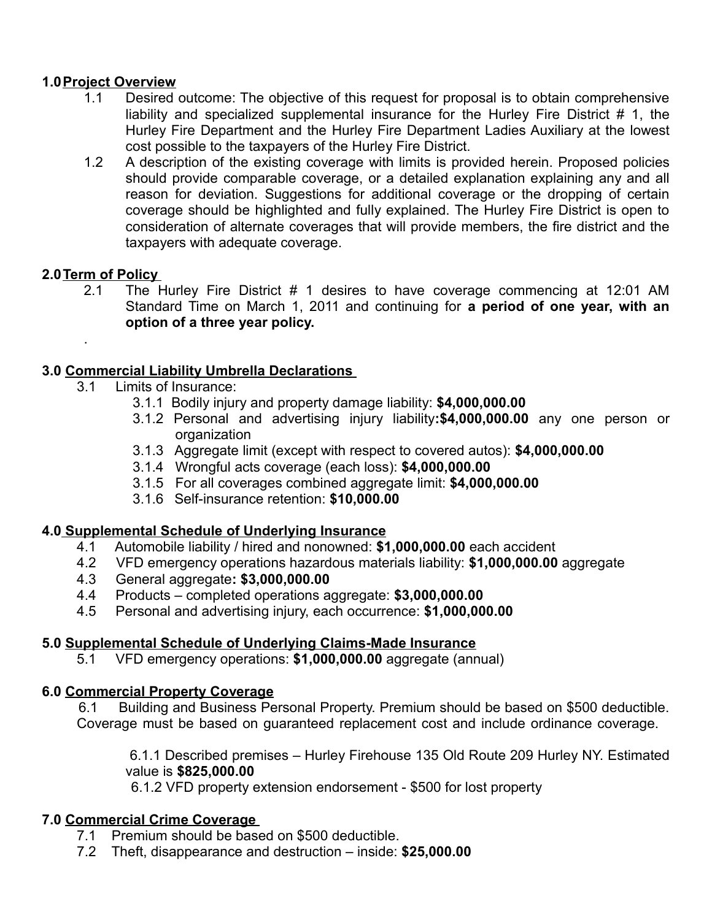## 1.0 Project Overview

1.1 Desired outcome: The objective of this request for proposal is to obtain comprehensive liability and specialized supplemental insurance for the Hurley Fire District # 1, the Hurley Fire Department and the Hurley Fire Department Ladies Auxiliary at the lowest cost possible to the taxpayers of the Hurley Fire District.

1.2 A description of the existing coverage with limits is provided herein. Proposed policies should provide comparable coverage, or a detailed explanation explaining any and all reason for deviation. Suggestions for additional coverage or the dropping of certain coverage should be highlighted and fully explained. The Hurley Fire District is open to consideration of alternate coverages that will provide members, the fire district and the taxpayers with adequate coverage.

## 2.0 Term of Policy

2.1 The Hurley Fire District # 1 desires to have coverage commencing at 12:01 AM Standard Time on March 1, 2011 and continuing for **a period of one year, with an option of a three year policy.**

.

## 3.0 Commercial Liability Umbrella Declarations

3.1 Limits of Insurance:

- 3.1.1 Bodily injury and property damage liability: **$4,000,000.00**
- 3.1.2 Personal and advertising injury liability**:$4,000,000.00** any one person or organization
- 3.1.3 Aggregate limit (except with respect to covered autos): **$4,000,000.00**
- 3.1.4 Wrongful acts coverage (each loss): **$4,000,000.00**
- 3.1.5 For all coverages combined aggregate limit: **$4,000,000.00**
- 3.1.6 Self-insurance retention: **$10,000.00**

## 4.0 Supplemental Schedule of Underlying Insurance

4.1 Automobile liability / hired and nonowned: **$1,000,000.00** each accident

4.2 VFD emergency operations hazardous materials liability: **$1,000,000.00** aggregate

4.3 General aggregate**: $3,000,000.00**

4.4 Products – completed operations aggregate: **$3,000,000.00**

4.5 Personal and advertising injury, each occurrence: **$1,000,000.00**

## 5.0 Supplemental Schedule of Underlying Claims-Made Insurance

5.1 VFD emergency operations: **$1,000,000.00** aggregate (annual)

## 6.0 Commercial Property Coverage

6.1 Building and Business Personal Property. Premium should be based on $500 deductible. Coverage must be based on guaranteed replacement cost and include ordinance coverage.

6.1.1 Described premises – Hurley Firehouse 135 Old Route 209 Hurley NY. Estimated value is **$825,000.00**

6.1.2 VFD property extension endorsement - $500 for lost property

## 7.0 Commercial Crime Coverage

7.1 Premium should be based on $500 deductible.

7.2 Theft, disappearance and destruction – inside: **$25,000.00**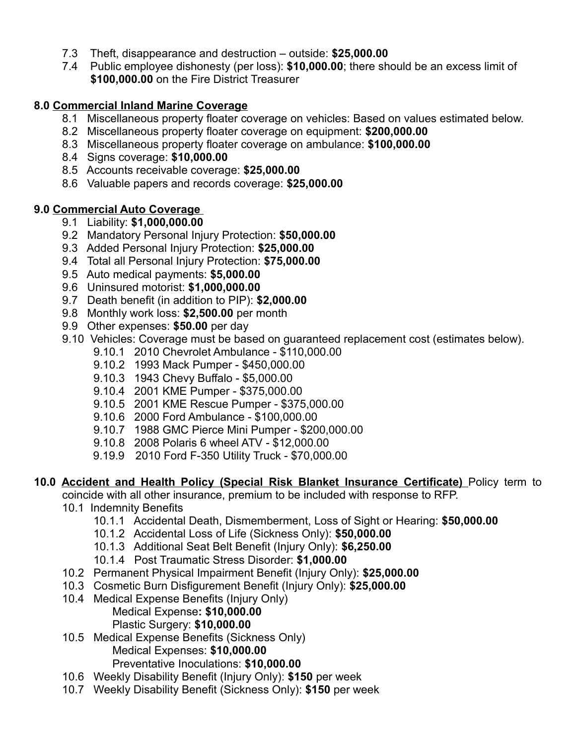- 7.3 Theft, disappearance and destruction – outside: **$25,000.00**
- 7.4 Public employee dishonesty (per loss): **$10,000.00**; there should be an excess limit of **$100,000.00** on the Fire District Treasurer

**8.0 Commercial Inland Marine Coverage**

- 8.1 Miscellaneous property floater coverage on vehicles: Based on values estimated below.
- 8.2 Miscellaneous property floater coverage on equipment: **$200,000.00**
- 8.3 Miscellaneous property floater coverage on ambulance: **$100,000.00**
- 8.4 Signs coverage: **$10,000.00**
- 8.5 Accounts receivable coverage: **$25,000.00**
- 8.6 Valuable papers and records coverage: **$25,000.00**

**9.0 Commercial Auto Coverage**

- 9.1 Liability: **$1,000,000.00**
- 9.2 Mandatory Personal Injury Protection: **$50,000.00**
- 9.3 Added Personal Injury Protection: **$25,000.00**
- 9.4 Total all Personal Injury Protection: **$75,000.00**
- 9.5 Auto medical payments: **$5,000.00**
- 9.6 Uninsured motorist: **$1,000,000.00**
- 9.7 Death benefit (in addition to PIP): **$2,000.00**
- 9.8 Monthly work loss: **$2,500.00** per month
- 9.9 Other expenses: **$50.00** per day
- 9.10 Vehicles: Coverage must be based on guaranteed replacement cost (estimates below).
  - 9.10.1 2010 Chevrolet Ambulance - $110,000.00
  - 9.10.2 1993 Mack Pumper - $450,000.00
  - 9.10.3 1943 Chevy Buffalo - $5,000.00
  - 9.10.4 2001 KME Pumper - $375,000.00
  - 9.10.5 2001 KME Rescue Pumper - $375,000.00
  - 9.10.6 2000 Ford Ambulance - $100,000.00
  - 9.10.7 1988 GMC Pierce Mini Pumper - $200,000.00
  - 9.10.8 2008 Polaris 6 wheel ATV - $12,000.00
  - 9.19.9 2010 Ford F-350 Utility Truck - $70,000.00

**10.0 Accident and Health Policy (Special Risk Blanket Insurance Certificate)** Policy term to coincide with all other insurance, premium to be included with response to RFP.

- 10.1 Indemnity Benefits
  - 10.1.1 Accidental Death, Dismemberment, Loss of Sight or Hearing: **$50,000.00**
  - 10.1.2 Accidental Loss of Life (Sickness Only): **$50,000.00**
  - 10.1.3 Additional Seat Belt Benefit (Injury Only): **$6,250.00**
  - 10.1.4 Post Traumatic Stress Disorder: **$1,000.00**
- 10.2 Permanent Physical Impairment Benefit (Injury Only): **$25,000.00**
- 10.3 Cosmetic Burn Disfigurement Benefit (Injury Only): **$25,000.00**
- 10.4 Medical Expense Benefits (Injury Only)
  - Medical Expense**: $10,000.00**
  - Plastic Surgery: **$10,000.00**
- 10.5 Medical Expense Benefits (Sickness Only)
  - Medical Expenses: **$10,000.00**
  - Preventative Inoculations: **$10,000.00**
- 10.6 Weekly Disability Benefit (Injury Only): **$150** per week
- 10.7 Weekly Disability Benefit (Sickness Only): **$150** per week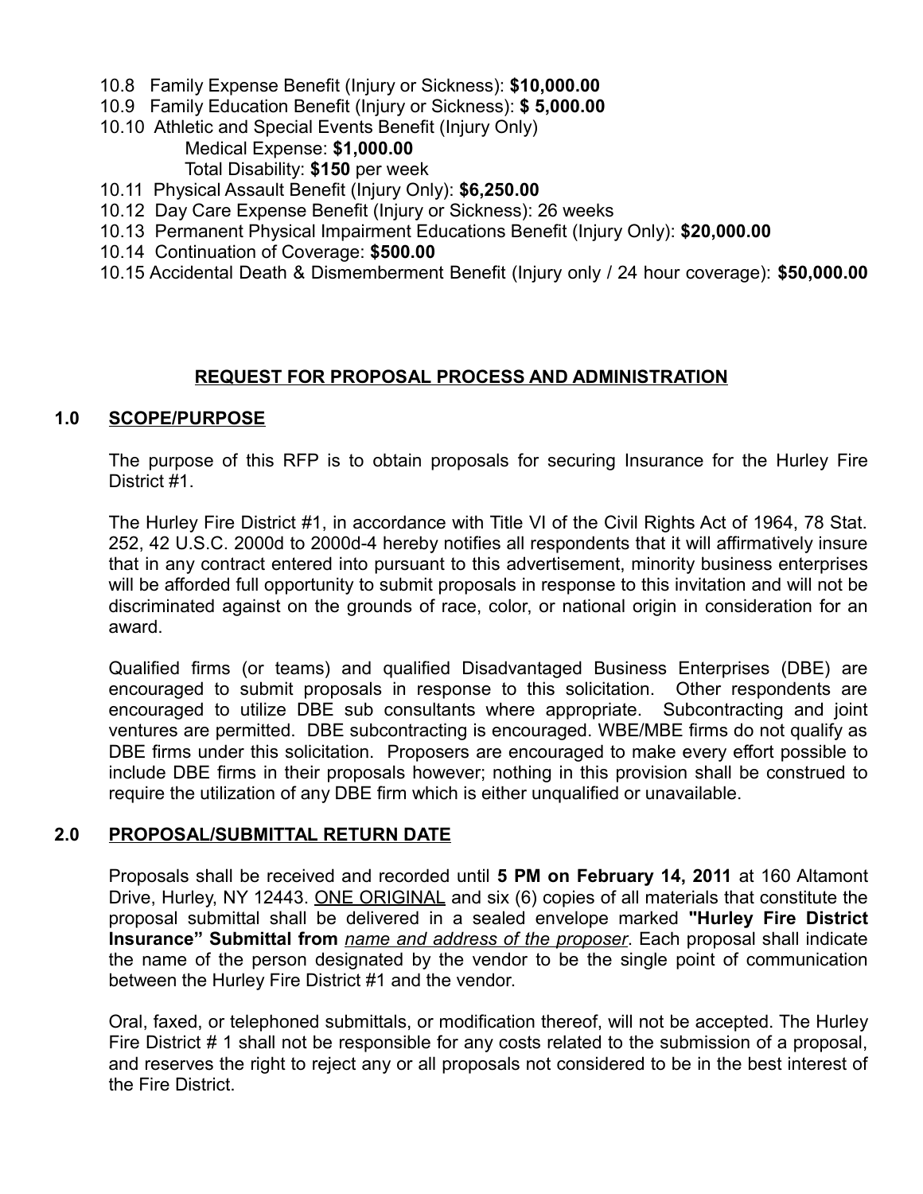10.8 Family Expense Benefit (Injury or Sickness): **$10,000.00**

10.9 Family Education Benefit (Injury or Sickness): **$ 5,000.00**

10.10 Athletic and Special Events Benefit (Injury Only)

Medical Expense: **$1,000.00**

Total Disability: **$150** per week

10.11 Physical Assault Benefit (Injury Only): **$6,250.00**

10.12 Day Care Expense Benefit (Injury or Sickness): 26 weeks

10.13 Permanent Physical Impairment Educations Benefit (Injury Only): **$20,000.00**

10.14 Continuation of Coverage: **$500.00**

10.15 Accidental Death & Dismemberment Benefit (Injury only / 24 hour coverage): **$50,000.00**

## REQUEST FOR PROPOSAL PROCESS AND ADMINISTRATION

### 1.0 SCOPE/PURPOSE

The purpose of this RFP is to obtain proposals for securing Insurance for the Hurley Fire District #1.

The Hurley Fire District #1, in accordance with Title VI of the Civil Rights Act of 1964, 78 Stat. 252, 42 U.S.C. 2000d to 2000d-4 hereby notifies all respondents that it will affirmatively insure that in any contract entered into pursuant to this advertisement, minority business enterprises will be afforded full opportunity to submit proposals in response to this invitation and will not be discriminated against on the grounds of race, color, or national origin in consideration for an award.

Qualified firms (or teams) and qualified Disadvantaged Business Enterprises (DBE) are encouraged to submit proposals in response to this solicitation. Other respondents are encouraged to utilize DBE sub consultants where appropriate. Subcontracting and joint ventures are permitted. DBE subcontracting is encouraged. WBE/MBE firms do not qualify as DBE firms under this solicitation. Proposers are encouraged to make every effort possible to include DBE firms in their proposals however; nothing in this provision shall be construed to require the utilization of any DBE firm which is either unqualified or unavailable.

### 2.0 PROPOSAL/SUBMITTAL RETURN DATE

Proposals shall be received and recorded until **5 PM on February 14, 2011** at 160 Altamont Drive, Hurley, NY 12443. ONE ORIGINAL and six (6) copies of all materials that constitute the proposal submittal shall be delivered in a sealed envelope marked **"Hurley Fire District Insurance" Submittal from** *name and address of the proposer*. Each proposal shall indicate the name of the person designated by the vendor to be the single point of communication between the Hurley Fire District #1 and the vendor.

Oral, faxed, or telephoned submittals, or modification thereof, will not be accepted. The Hurley Fire District # 1 shall not be responsible for any costs related to the submission of a proposal, and reserves the right to reject any or all proposals not considered to be in the best interest of the Fire District.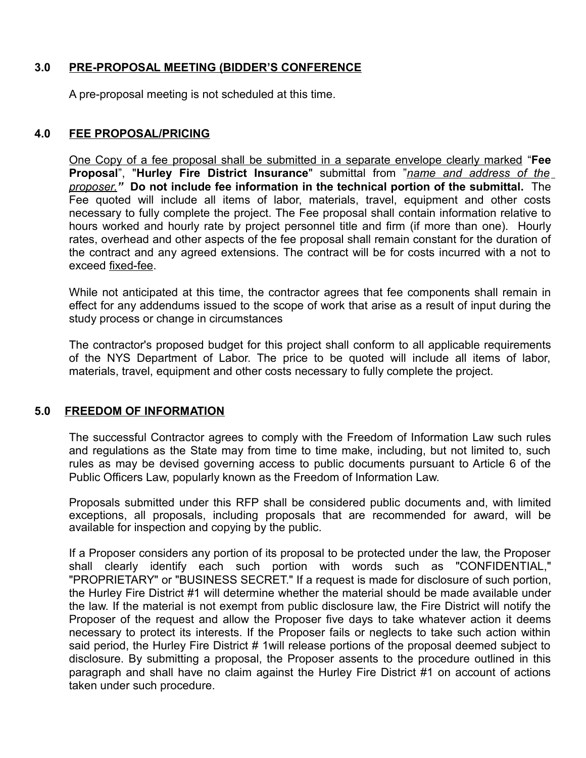## 3.0 <u>PRE-PROPOSAL MEETING (BIDDER'S CONFERENCE</u>

A pre-proposal meeting is not scheduled at this time.

## 4.0 <u>FEE PROPOSAL/PRICING</u>

<u>One Copy of a fee proposal shall be submitted in a separate envelope clearly marked</u> "**Fee Proposal**", "**Hurley Fire District Insurance**" submittal from "*<u>name and address of the proposer.</u>*" **Do not include fee information in the technical portion of the submittal.** The Fee quoted will include all items of labor, materials, travel, equipment and other costs necessary to fully complete the project. The Fee proposal shall contain information relative to hours worked and hourly rate by project personnel title and firm (if more than one). Hourly rates, overhead and other aspects of the fee proposal shall remain constant for the duration of the contract and any agreed extensions. The contract will be for costs incurred with a not to exceed <u>fixed-fee</u>.

While not anticipated at this time, the contractor agrees that fee components shall remain in effect for any addendums issued to the scope of work that arise as a result of input during the study process or change in circumstances

The contractor's proposed budget for this project shall conform to all applicable requirements of the NYS Department of Labor. The price to be quoted will include all items of labor, materials, travel, equipment and other costs necessary to fully complete the project.

## 5.0 <u>FREEDOM OF INFORMATION</u>

The successful Contractor agrees to comply with the Freedom of Information Law such rules and regulations as the State may from time to time make, including, but not limited to, such rules as may be devised governing access to public documents pursuant to Article 6 of the Public Officers Law, popularly known as the Freedom of Information Law.

Proposals submitted under this RFP shall be considered public documents and, with limited exceptions, all proposals, including proposals that are recommended for award, will be available for inspection and copying by the public.

If a Proposer considers any portion of its proposal to be protected under the law, the Proposer shall clearly identify each such portion with words such as "CONFIDENTIAL," "PROPRIETARY" or "BUSINESS SECRET." If a request is made for disclosure of such portion, the Hurley Fire District #1 will determine whether the material should be made available under the law. If the material is not exempt from public disclosure law, the Fire District will notify the Proposer of the request and allow the Proposer five days to take whatever action it deems necessary to protect its interests. If the Proposer fails or neglects to take such action within said period, the Hurley Fire District # 1will release portions of the proposal deemed subject to disclosure. By submitting a proposal, the Proposer assents to the procedure outlined in this paragraph and shall have no claim against the Hurley Fire District #1 on account of actions taken under such procedure.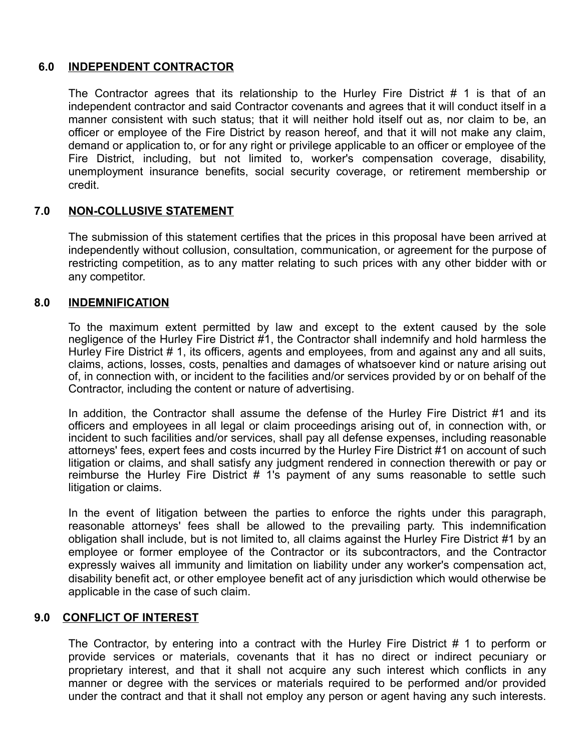## 6.0 INDEPENDENT CONTRACTOR

The Contractor agrees that its relationship to the Hurley Fire District # 1 is that of an independent contractor and said Contractor covenants and agrees that it will conduct itself in a manner consistent with such status; that it will neither hold itself out as, nor claim to be, an officer or employee of the Fire District by reason hereof, and that it will not make any claim, demand or application to, or for any right or privilege applicable to an officer or employee of the Fire District, including, but not limited to, worker's compensation coverage, disability, unemployment insurance benefits, social security coverage, or retirement membership or credit.

## 7.0 NON-COLLUSIVE STATEMENT

The submission of this statement certifies that the prices in this proposal have been arrived at independently without collusion, consultation, communication, or agreement for the purpose of restricting competition, as to any matter relating to such prices with any other bidder with or any competitor.

## 8.0 INDEMNIFICATION

To the maximum extent permitted by law and except to the extent caused by the sole negligence of the Hurley Fire District #1, the Contractor shall indemnify and hold harmless the Hurley Fire District # 1, its officers, agents and employees, from and against any and all suits, claims, actions, losses, costs, penalties and damages of whatsoever kind or nature arising out of, in connection with, or incident to the facilities and/or services provided by or on behalf of the Contractor, including the content or nature of advertising.

In addition, the Contractor shall assume the defense of the Hurley Fire District #1 and its officers and employees in all legal or claim proceedings arising out of, in connection with, or incident to such facilities and/or services, shall pay all defense expenses, including reasonable attorneys' fees, expert fees and costs incurred by the Hurley Fire District #1 on account of such litigation or claims, and shall satisfy any judgment rendered in connection therewith or pay or reimburse the Hurley Fire District # 1's payment of any sums reasonable to settle such litigation or claims.

In the event of litigation between the parties to enforce the rights under this paragraph, reasonable attorneys' fees shall be allowed to the prevailing party. This indemnification obligation shall include, but is not limited to, all claims against the Hurley Fire District #1 by an employee or former employee of the Contractor or its subcontractors, and the Contractor expressly waives all immunity and limitation on liability under any worker's compensation act, disability benefit act, or other employee benefit act of any jurisdiction which would otherwise be applicable in the case of such claim.

## 9.0 CONFLICT OF INTEREST

The Contractor, by entering into a contract with the Hurley Fire District # 1 to perform or provide services or materials, covenants that it has no direct or indirect pecuniary or proprietary interest, and that it shall not acquire any such interest which conflicts in any manner or degree with the services or materials required to be performed and/or provided under the contract and that it shall not employ any person or agent having any such interests.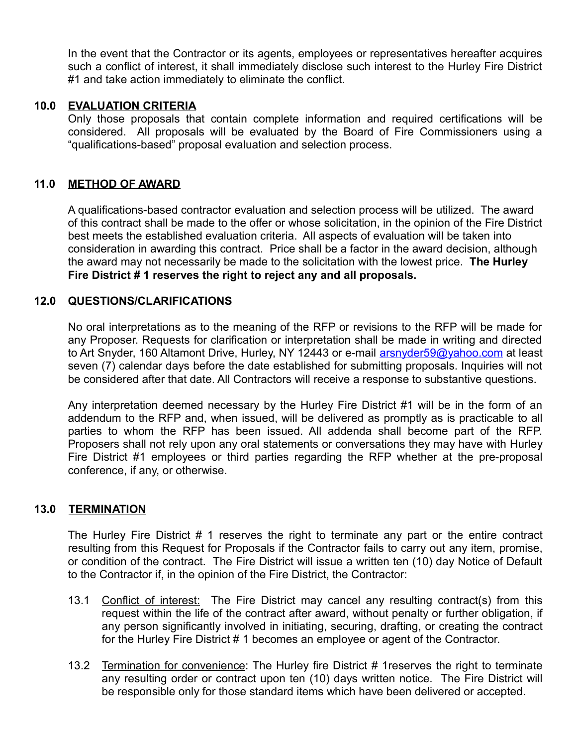In the event that the Contractor or its agents, employees or representatives hereafter acquires such a conflict of interest, it shall immediately disclose such interest to the Hurley Fire District #1 and take action immediately to eliminate the conflict.

## 10.0 EVALUATION CRITERIA

Only those proposals that contain complete information and required certifications will be considered. All proposals will be evaluated by the Board of Fire Commissioners using a "qualifications-based" proposal evaluation and selection process.

## 11.0 METHOD OF AWARD

A qualifications-based contractor evaluation and selection process will be utilized. The award of this contract shall be made to the offer or whose solicitation, in the opinion of the Fire District best meets the established evaluation criteria. All aspects of evaluation will be taken into consideration in awarding this contract. Price shall be a factor in the award decision, although the award may not necessarily be made to the solicitation with the lowest price. **The Hurley Fire District # 1 reserves the right to reject any and all proposals.**

## 12.0 QUESTIONS/CLARIFICATIONS

No oral interpretations as to the meaning of the RFP or revisions to the RFP will be made for any Proposer. Requests for clarification or interpretation shall be made in writing and directed to Art Snyder, 160 Altamont Drive, Hurley, NY 12443 or e-mail arsnyder59@yahoo.com at least seven (7) calendar days before the date established for submitting proposals. Inquiries will not be considered after that date. All Contractors will receive a response to substantive questions.

Any interpretation deemed necessary by the Hurley Fire District #1 will be in the form of an addendum to the RFP and, when issued, will be delivered as promptly as is practicable to all parties to whom the RFP has been issued. All addenda shall become part of the RFP. Proposers shall not rely upon any oral statements or conversations they may have with Hurley Fire District #1 employees or third parties regarding the RFP whether at the pre-proposal conference, if any, or otherwise.

## 13.0 TERMINATION

The Hurley Fire District # 1 reserves the right to terminate any part or the entire contract resulting from this Request for Proposals if the Contractor fails to carry out any item, promise, or condition of the contract. The Fire District will issue a written ten (10) day Notice of Default to the Contractor if, in the opinion of the Fire District, the Contractor:

13.1 Conflict of interest: The Fire District may cancel any resulting contract(s) from this request within the life of the contract after award, without penalty or further obligation, if any person significantly involved in initiating, securing, drafting, or creating the contract for the Hurley Fire District # 1 becomes an employee or agent of the Contractor.

13.2 Termination for convenience: The Hurley fire District # 1reserves the right to terminate any resulting order or contract upon ten (10) days written notice. The Fire District will be responsible only for those standard items which have been delivered or accepted.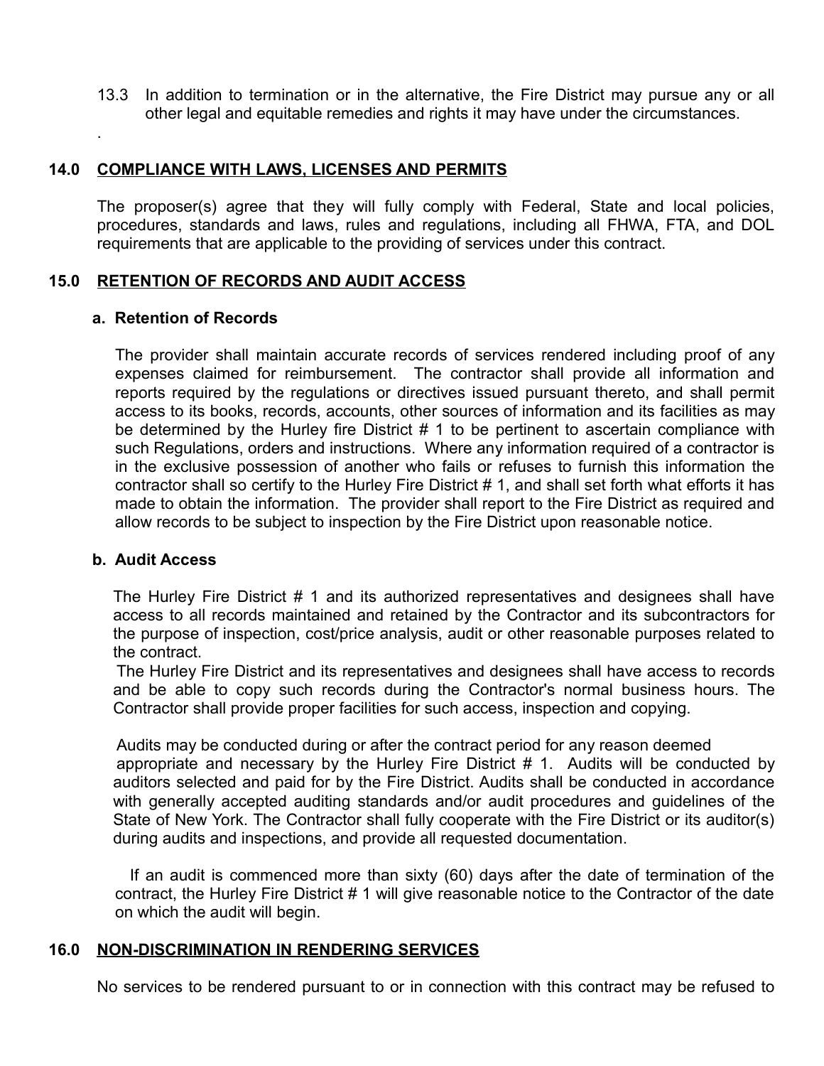13.3 In addition to termination or in the alternative, the Fire District may pursue any or all other legal and equitable remedies and rights it may have under the circumstances.

.

## 14.0 COMPLIANCE WITH LAWS, LICENSES AND PERMITS

The proposer(s) agree that they will fully comply with Federal, State and local policies, procedures, standards and laws, rules and regulations, including all FHWA, FTA, and DOL requirements that are applicable to the providing of services under this contract.

## 15.0 RETENTION OF RECORDS AND AUDIT ACCESS

### a. Retention of Records

The provider shall maintain accurate records of services rendered including proof of any expenses claimed for reimbursement. The contractor shall provide all information and reports required by the regulations or directives issued pursuant thereto, and shall permit access to its books, records, accounts, other sources of information and its facilities as may be determined by the Hurley fire District # 1 to be pertinent to ascertain compliance with such Regulations, orders and instructions. Where any information required of a contractor is in the exclusive possession of another who fails or refuses to furnish this information the contractor shall so certify to the Hurley Fire District # 1, and shall set forth what efforts it has made to obtain the information. The provider shall report to the Fire District as required and allow records to be subject to inspection by the Fire District upon reasonable notice.

### b. Audit Access

The Hurley Fire District # 1 and its authorized representatives and designees shall have access to all records maintained and retained by the Contractor and its subcontractors for the purpose of inspection, cost/price analysis, audit or other reasonable purposes related to the contract.

The Hurley Fire District and its representatives and designees shall have access to records and be able to copy such records during the Contractor's normal business hours. The Contractor shall provide proper facilities for such access, inspection and copying.

Audits may be conducted during or after the contract period for any reason deemed appropriate and necessary by the Hurley Fire District # 1. Audits will be conducted by auditors selected and paid for by the Fire District. Audits shall be conducted in accordance with generally accepted auditing standards and/or audit procedures and guidelines of the State of New York. The Contractor shall fully cooperate with the Fire District or its auditor(s) during audits and inspections, and provide all requested documentation.

If an audit is commenced more than sixty (60) days after the date of termination of the contract, the Hurley Fire District # 1 will give reasonable notice to the Contractor of the date on which the audit will begin.

## 16.0 NON-DISCRIMINATION IN RENDERING SERVICES

No services to be rendered pursuant to or in connection with this contract may be refused to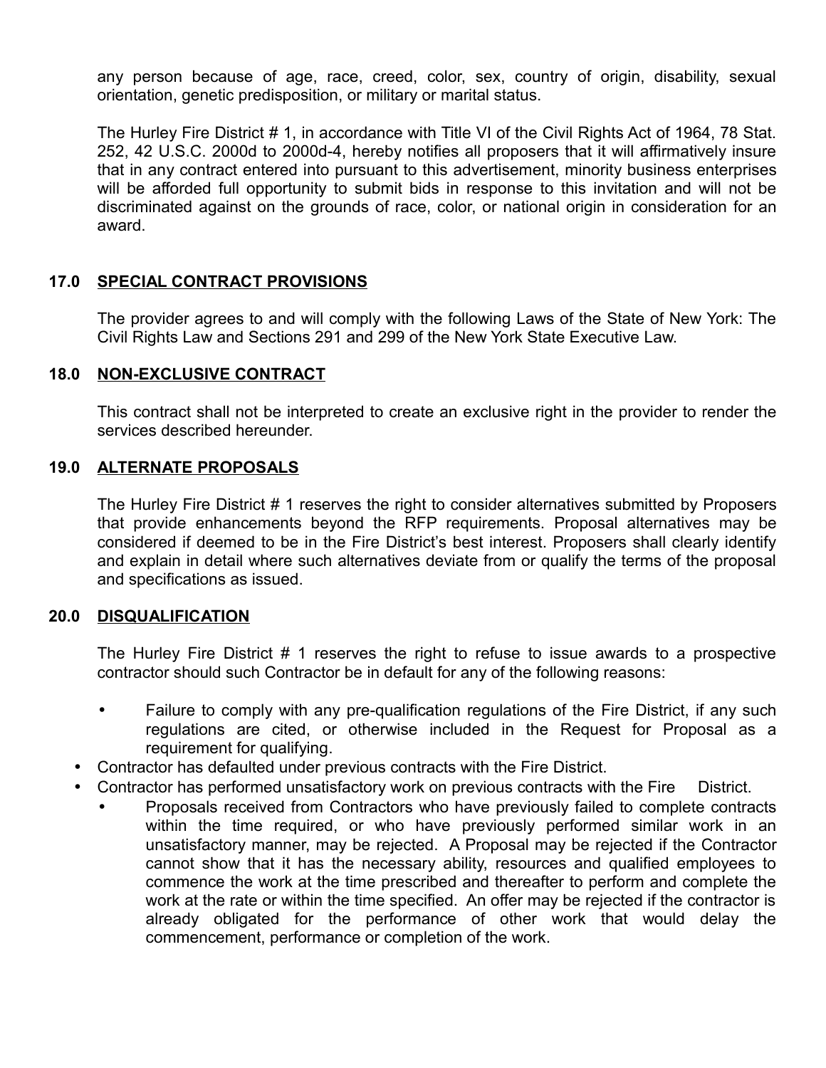any person because of age, race, creed, color, sex, country of origin, disability, sexual orientation, genetic predisposition, or military or marital status.

The Hurley Fire District # 1, in accordance with Title VI of the Civil Rights Act of 1964, 78 Stat. 252, 42 U.S.C. 2000d to 2000d-4, hereby notifies all proposers that it will affirmatively insure that in any contract entered into pursuant to this advertisement, minority business enterprises will be afforded full opportunity to submit bids in response to this invitation and will not be discriminated against on the grounds of race, color, or national origin in consideration for an award.

## 17.0 SPECIAL CONTRACT PROVISIONS

The provider agrees to and will comply with the following Laws of the State of New York: The Civil Rights Law and Sections 291 and 299 of the New York State Executive Law.

## 18.0 NON-EXCLUSIVE CONTRACT

This contract shall not be interpreted to create an exclusive right in the provider to render the services described hereunder.

## 19.0 ALTERNATE PROPOSALS

The Hurley Fire District # 1 reserves the right to consider alternatives submitted by Proposers that provide enhancements beyond the RFP requirements. Proposal alternatives may be considered if deemed to be in the Fire District's best interest. Proposers shall clearly identify and explain in detail where such alternatives deviate from or qualify the terms of the proposal and specifications as issued.

## 20.0 DISQUALIFICATION

The Hurley Fire District # 1 reserves the right to refuse to issue awards to a prospective contractor should such Contractor be in default for any of the following reasons:

- Failure to comply with any pre-qualification regulations of the Fire District, if any such regulations are cited, or otherwise included in the Request for Proposal as a requirement for qualifying.
- Contractor has defaulted under previous contracts with the Fire District.
- Contractor has performed unsatisfactory work on previous contracts with the Fire District.
- Proposals received from Contractors who have previously failed to complete contracts within the time required, or who have previously performed similar work in an unsatisfactory manner, may be rejected. A Proposal may be rejected if the Contractor cannot show that it has the necessary ability, resources and qualified employees to commence the work at the time prescribed and thereafter to perform and complete the work at the rate or within the time specified. An offer may be rejected if the contractor is already obligated for the performance of other work that would delay the commencement, performance or completion of the work.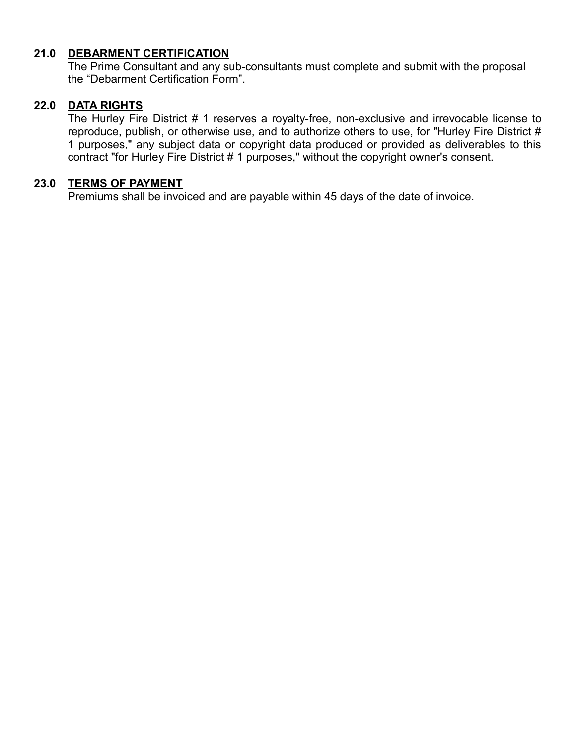## 21.0 DEBARMENT CERTIFICATION

The Prime Consultant and any sub-consultants must complete and submit with the proposal the “Debarment Certification Form”.

## 22.0 DATA RIGHTS

The Hurley Fire District # 1 reserves a royalty-free, non-exclusive and irrevocable license to reproduce, publish, or otherwise use, and to authorize others to use, for "Hurley Fire District # 1 purposes," any subject data or copyright data produced or provided as deliverables to this contract "for Hurley Fire District # 1 purposes," without the copyright owner's consent.

## 23.0 TERMS OF PAYMENT

Premiums shall be invoiced and are payable within 45 days of the date of invoice.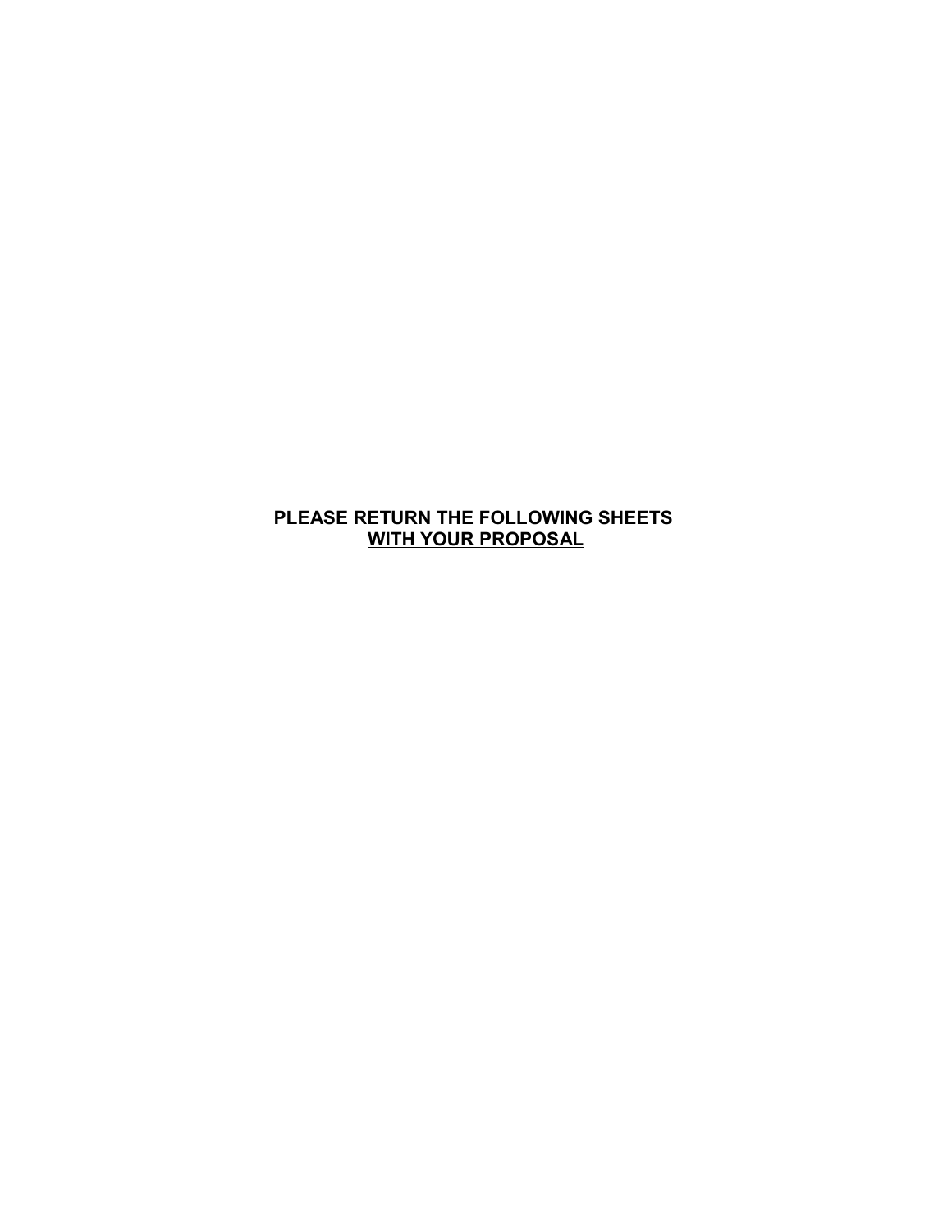**PLEASE RETURN THE FOLLOWING SHEETS**
**WITH YOUR PROPOSAL**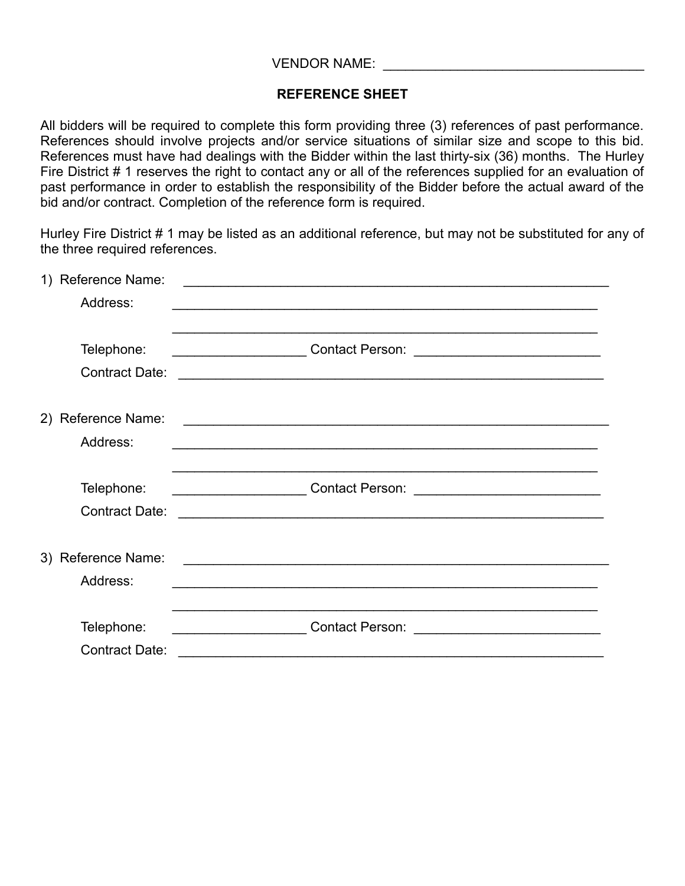VENDOR NAME: ___________________________________

## REFERENCE SHEET

All bidders will be required to complete this form providing three (3) references of past performance. References should involve projects and/or service situations of similar size and scope to this bid. References must have had dealings with the Bidder within the last thirty-six (36) months. The Hurley Fire District # 1 reserves the right to contact any or all of the references supplied for an evaluation of past performance in order to establish the responsibility of the Bidder before the actual award of the bid and/or contract. Completion of the reference form is required.

Hurley Fire District # 1 may be listed as an additional reference, but may not be substituted for any of the three required references.

1) Reference Name: ___________________________________________________________

   Address: ___________________________________________________________

   ___________________________________________________________

   Telephone: __________________ Contact Person: _________________________

   Contract Date: ___________________________________________________________

2) Reference Name: ___________________________________________________________

   Address: ___________________________________________________________

   ___________________________________________________________

   Telephone: __________________ Contact Person: _________________________

   Contract Date: ___________________________________________________________

3) Reference Name: ___________________________________________________________

   Address: ___________________________________________________________

   ___________________________________________________________

   Telephone: __________________ Contact Person: _________________________

   Contract Date: ___________________________________________________________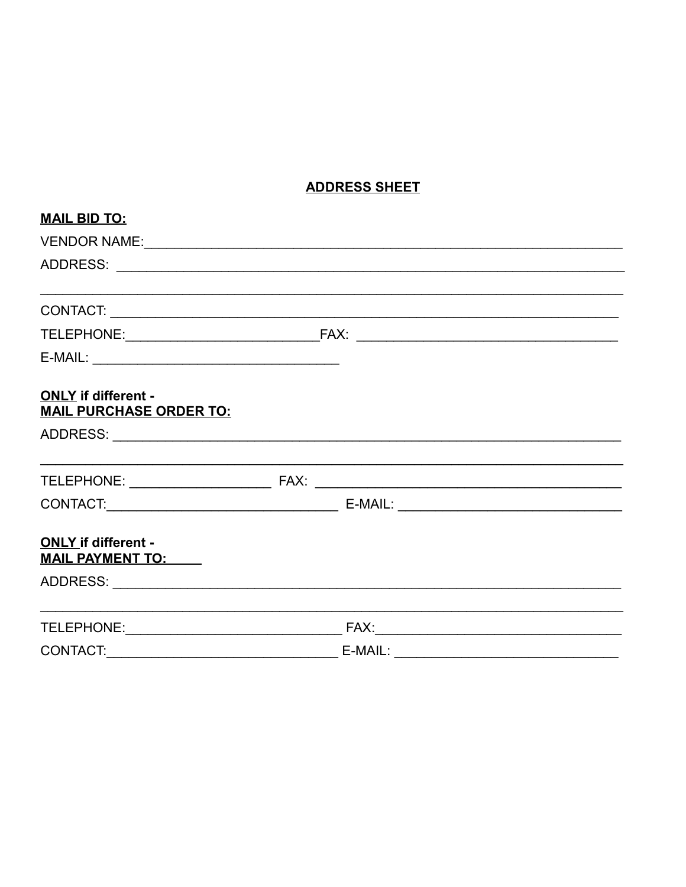## ADDRESS SHEET

**MAIL BID TO:**

VENDOR NAME:_______________________________________________________________

ADDRESS: __________________________________________________________________

___________________________________________________________________________

CONTACT: __________________________________________________________________

TELEPHONE:_________________________FAX: ___________________________________

E-MAIL: _________________________________

**ONLY if different -**
**MAIL PURCHASE ORDER TO:**

ADDRESS: __________________________________________________________________

___________________________________________________________________________

TELEPHONE: ___________________ FAX: ________________________________________

CONTACT:______________________________ E-MAIL: _____________________________

**ONLY if different -**
**MAIL PAYMENT TO:**

ADDRESS: __________________________________________________________________

___________________________________________________________________________

TELEPHONE:_____________________________ FAX:_________________________________

CONTACT:______________________________ E-MAIL: _____________________________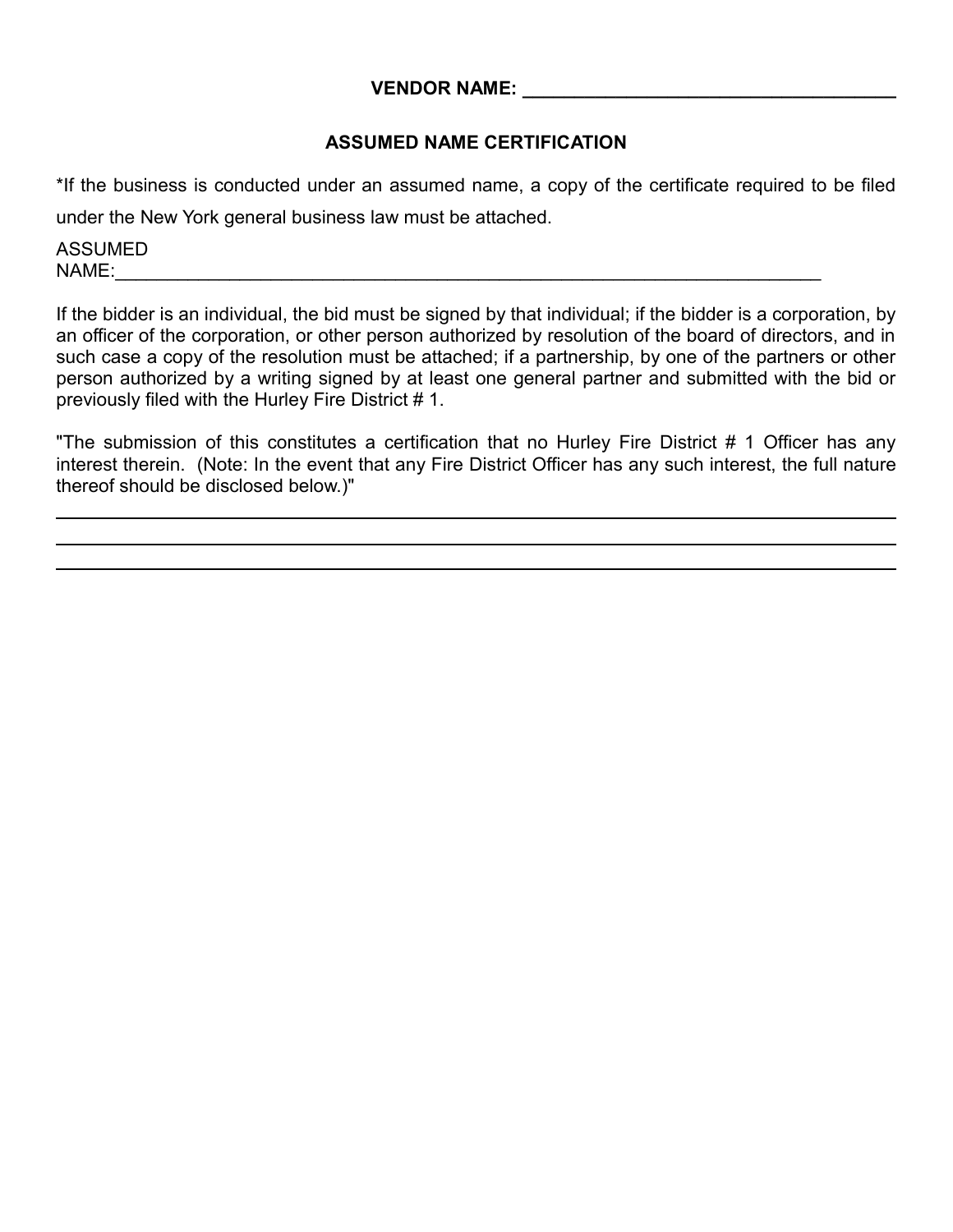**VENDOR NAME: ___________________________________**

## ASSUMED NAME CERTIFICATION

*If the business is conducted under an assumed name, a copy of the certificate required to be filed under the New York general business law must be attached.

ASSUMED NAME:_____________________________________________________________________

If the bidder is an individual, the bid must be signed by that individual; if the bidder is a corporation, by an officer of the corporation, or other person authorized by resolution of the board of directors, and in such case a copy of the resolution must be attached; if a partnership, by one of the partners or other person authorized by a writing signed by at least one general partner and submitted with the bid or previously filed with the Hurley Fire District # 1.

"The submission of this constitutes a certification that no Hurley Fire District # 1 Officer has any interest therein. (Note: In the event that any Fire District Officer has any such interest, the full nature thereof should be disclosed below.)"

______________________________________________________________________________

______________________________________________________________________________

______________________________________________________________________________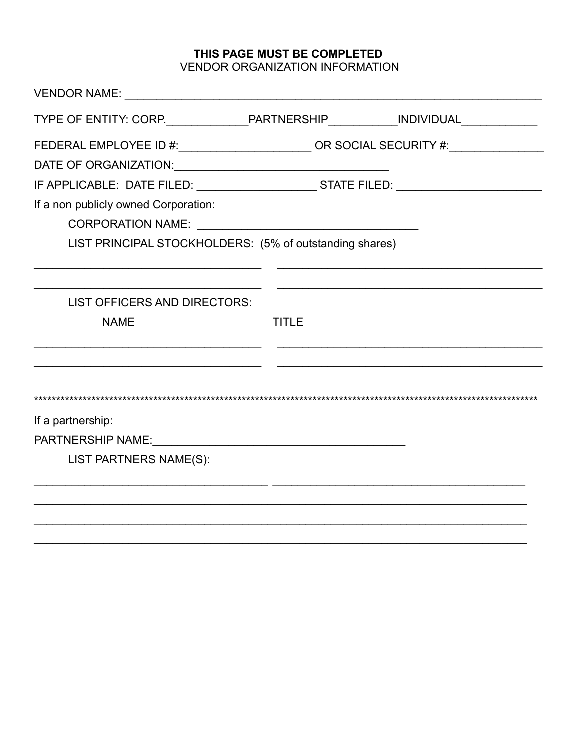**THIS PAGE MUST BE COMPLETED**

VENDOR ORGANIZATION INFORMATION

VENDOR NAME: ____________________________________________________________________

TYPE OF ENTITY: CORP.____________PARTNERSHIP__________INDIVIDUAL___________

FEDERAL EMPLOYEE ID #:___________________ OR SOCIAL SECURITY #:______________

DATE OF ORGANIZATION:________________________________

IF APPLICABLE: DATE FILED: _________________ STATE FILED: _____________________

If a non publicly owned Corporation:

CORPORATION NAME: _________________________________

LIST PRINCIPAL STOCKHOLDERS: (5% of outstanding shares)

__________________________________ ________________________________________

__________________________________ ________________________________________

LIST OFFICERS AND DIRECTORS:

| NAME | TITLE |
| --- | --- |
| __________________________________ | ________________________________________ |
| __________________________________ | ________________________________________ |

*****************************************************************************************************************

If a partnership:

PARTNERSHIP NAME:______________________________________

LIST PARTNERS NAME(S):

__________________________________ ______________________________________

__________________________________________________________________________

__________________________________________________________________________

__________________________________________________________________________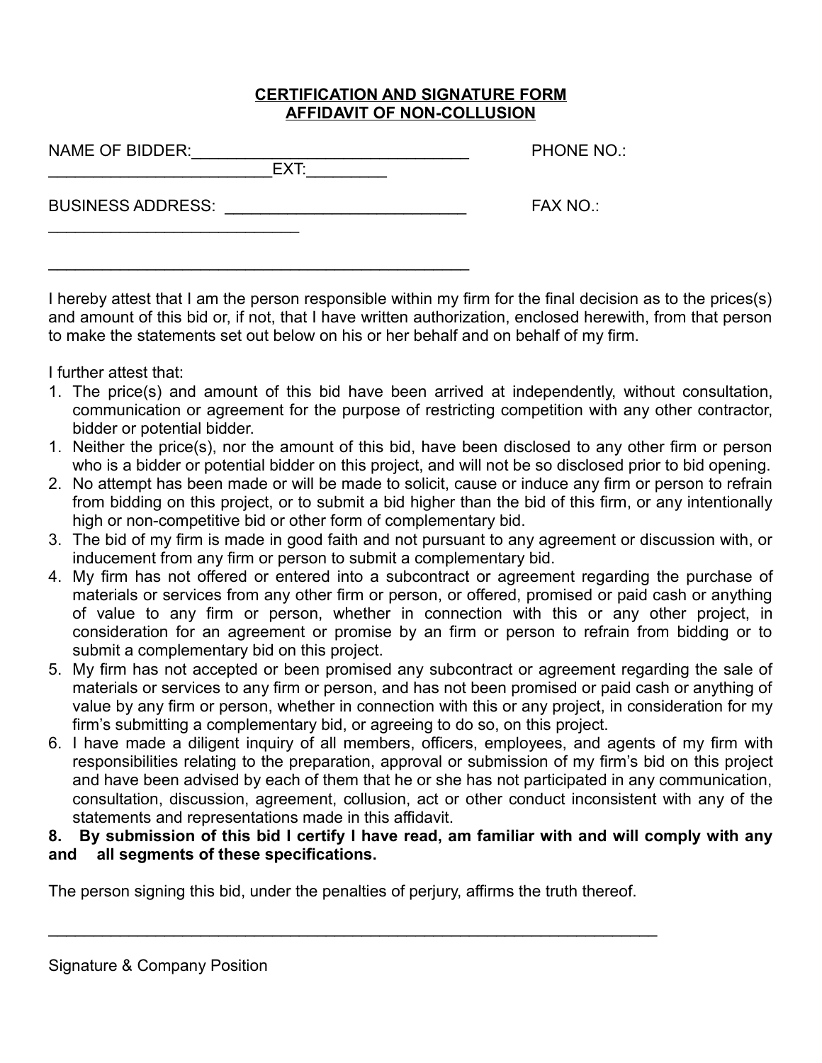**CERTIFICATION AND SIGNATURE FORM**
**AFFIDAVIT OF NON-COLLUSION**

NAME OF BIDDER:_______________________________ PHONE NO.: ________________________EXT:_________

BUSINESS ADDRESS: ___________________________ FAX NO.: ____________________________

_______________________________________________

I hereby attest that I am the person responsible within my firm for the final decision as to the prices(s) and amount of this bid or, if not, that I have written authorization, enclosed herewith, from that person to make the statements set out below on his or her behalf and on behalf of my firm.

I further attest that:

1. The price(s) and amount of this bid have been arrived at independently, without consultation, communication or agreement for the purpose of restricting competition with any other contractor, bidder or potential bidder.
1. Neither the price(s), nor the amount of this bid, have been disclosed to any other firm or person who is a bidder or potential bidder on this project, and will not be so disclosed prior to bid opening.
2. No attempt has been made or will be made to solicit, cause or induce any firm or person to refrain from bidding on this project, or to submit a bid higher than the bid of this firm, or any intentionally high or non-competitive bid or other form of complementary bid.
3. The bid of my firm is made in good faith and not pursuant to any agreement or discussion with, or inducement from any firm or person to submit a complementary bid.
4. My firm has not offered or entered into a subcontract or agreement regarding the purchase of materials or services from any other firm or person, or offered, promised or paid cash or anything of value to any firm or person, whether in connection with this or any other project, in consideration for an agreement or promise by an firm or person to refrain from bidding or to submit a complementary bid on this project.
5. My firm has not accepted or been promised any subcontract or agreement regarding the sale of materials or services to any firm or person, and has not been promised or paid cash or anything of value by any firm or person, whether in connection with this or any project, in consideration for my firm's submitting a complementary bid, or agreeing to do so, on this project.
6. I have made a diligent inquiry of all members, officers, employees, and agents of my firm with responsibilities relating to the preparation, approval or submission of my firm's bid on this project and have been advised by each of them that he or she has not participated in any communication, consultation, discussion, agreement, collusion, act or other conduct inconsistent with any of the statements and representations made in this affidavit.

**8. By submission of this bid I certify I have read, am familiar with and will comply with any and all segments of these specifications.**

The person signing this bid, under the penalties of perjury, affirms the truth thereof.

_______________________________________________________________________

Signature & Company Position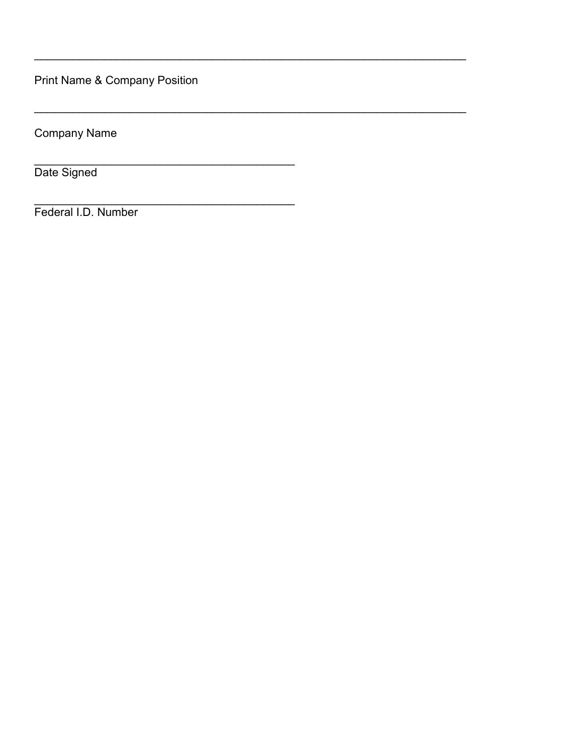\_\_\_\_\_\_\_\_\_\_\_\_\_\_\_\_\_\_\_\_\_\_\_\_\_\_\_\_\_\_\_\_\_\_\_\_\_\_\_\_\_\_\_\_\_\_\_\_\_\_\_\_\_\_\_\_\_\_\_\_

Print Name & Company Position

\_\_\_\_\_\_\_\_\_\_\_\_\_\_\_\_\_\_\_\_\_\_\_\_\_\_\_\_\_\_\_\_\_\_\_\_\_\_\_\_\_\_\_\_\_\_\_\_\_\_\_\_\_\_\_\_\_\_\_\_

Company Name

\_\_\_\_\_\_\_\_\_\_\_\_\_\_\_\_\_\_\_\_\_\_\_\_\_\_\_\_\_\_\_\_\_\_\_\_\_\_\_\_

Date Signed

\_\_\_\_\_\_\_\_\_\_\_\_\_\_\_\_\_\_\_\_\_\_\_\_\_\_\_\_\_\_\_\_\_\_\_\_\_\_\_\_

Federal I.D. Number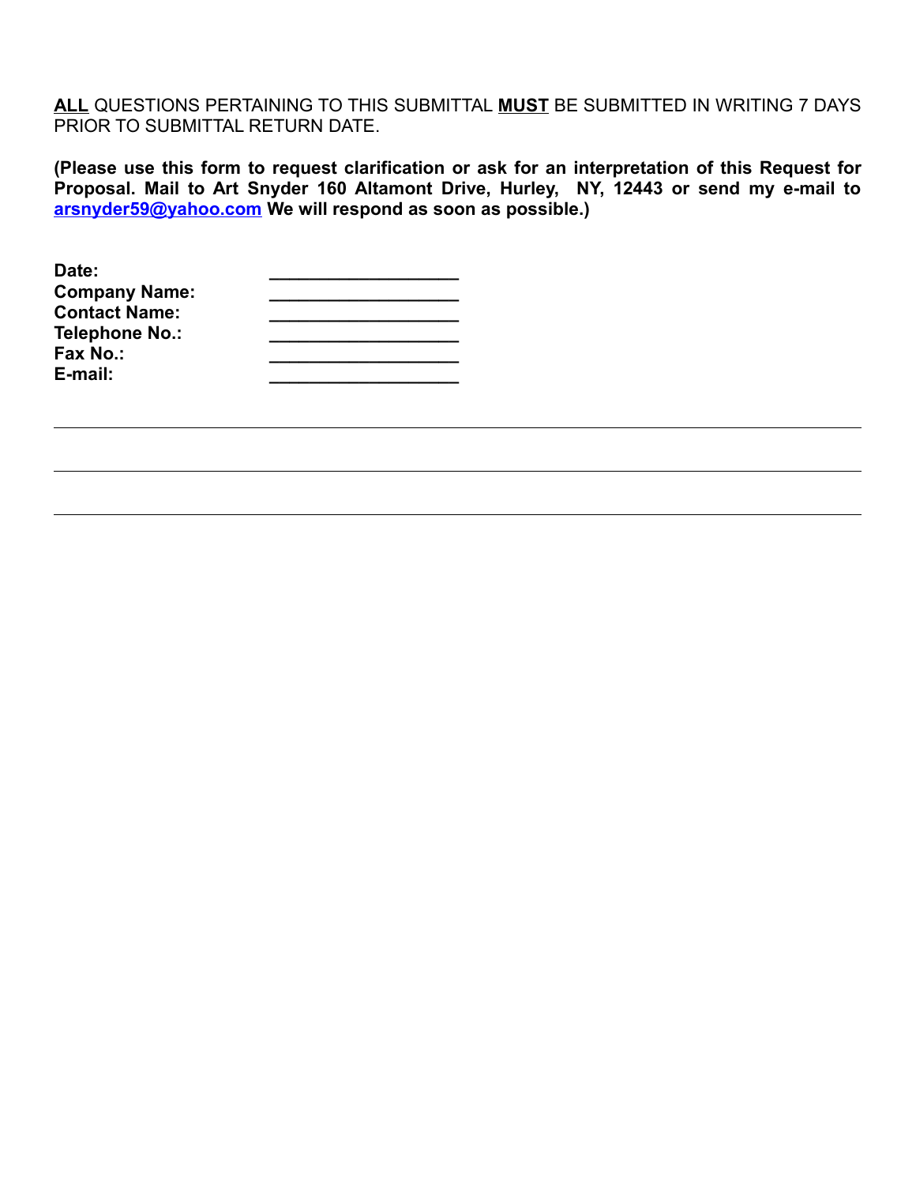**ALL** QUESTIONS PERTAINING TO THIS SUBMITTAL **MUST** BE SUBMITTED IN WRITING 7 DAYS PRIOR TO SUBMITTAL RETURN DATE.

**(Please use this form to request clarification or ask for an interpretation of this Request for Proposal. Mail to Art Snyder 160 Altamont Drive, Hurley, NY, 12443 or send my e-mail to arsnyder59@yahoo.com We will respond as soon as possible.)**

**Date:** ___________________

**Company Name:** ___________________

**Contact Name:** ___________________

**Telephone No.:** ___________________

**Fax No.:** ___________________

**E-mail:** ___________________

---

---

---